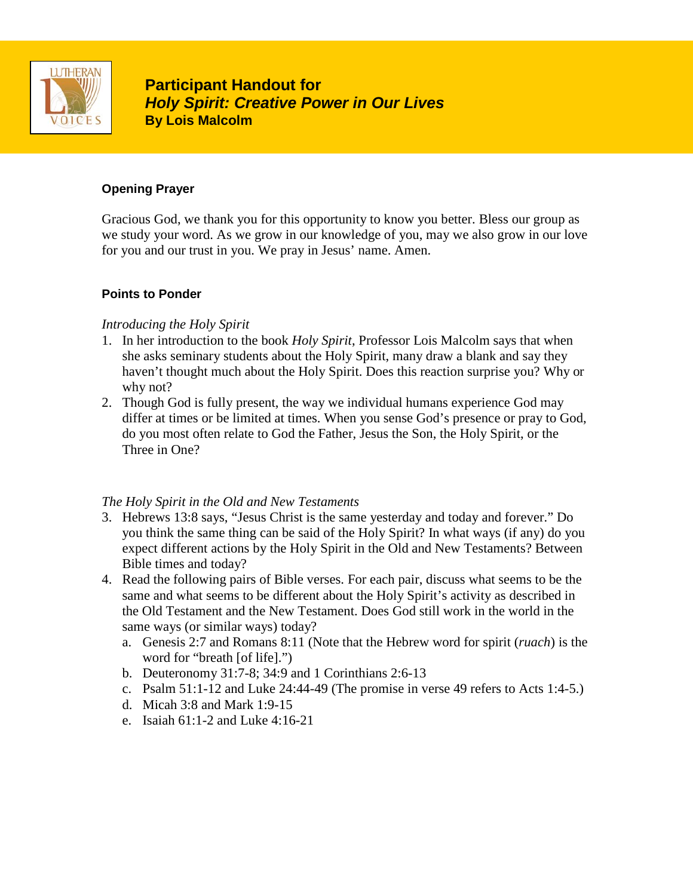# Participant Handout for
## *Holy Spirit: Creative Power in Our Lives*
**By Lois Malcolm**

### Opening Prayer

Gracious God, we thank you for this opportunity to know you better. Bless our group as we study your word. As we grow in our knowledge of you, may we also grow in our love for you and our trust in you. We pray in Jesus' name. Amen.

### Points to Ponder

*Introducing the Holy Spirit*

1. In her introduction to the book *Holy Spirit*, Professor Lois Malcolm says that when she asks seminary students about the Holy Spirit, many draw a blank and say they haven't thought much about the Holy Spirit. Does this reaction surprise you? Why or why not?
2. Though God is fully present, the way we individual humans experience God may differ at times or be limited at times. When you sense God's presence or pray to God, do you most often relate to God the Father, Jesus the Son, the Holy Spirit, or the Three in One?

*The Holy Spirit in the Old and New Testaments*

3. Hebrews 13:8 says, "Jesus Christ is the same yesterday and today and forever." Do you think the same thing can be said of the Holy Spirit? In what ways (if any) do you expect different actions by the Holy Spirit in the Old and New Testaments? Between Bible times and today?
4. Read the following pairs of Bible verses. For each pair, discuss what seems to be the same and what seems to be different about the Holy Spirit's activity as described in the Old Testament and the New Testament. Does God still work in the world in the same ways (or similar ways) today?
   a. Genesis 2:7 and Romans 8:11 (Note that the Hebrew word for spirit (*ruach*) is the word for "breath [of life].")
   b. Deuteronomy 31:7-8; 34:9 and 1 Corinthians 2:6-13
   c. Psalm 51:1-12 and Luke 24:44-49 (The promise in verse 49 refers to Acts 1:4-5.)
   d. Micah 3:8 and Mark 1:9-15
   e. Isaiah 61:1-2 and Luke 4:16-21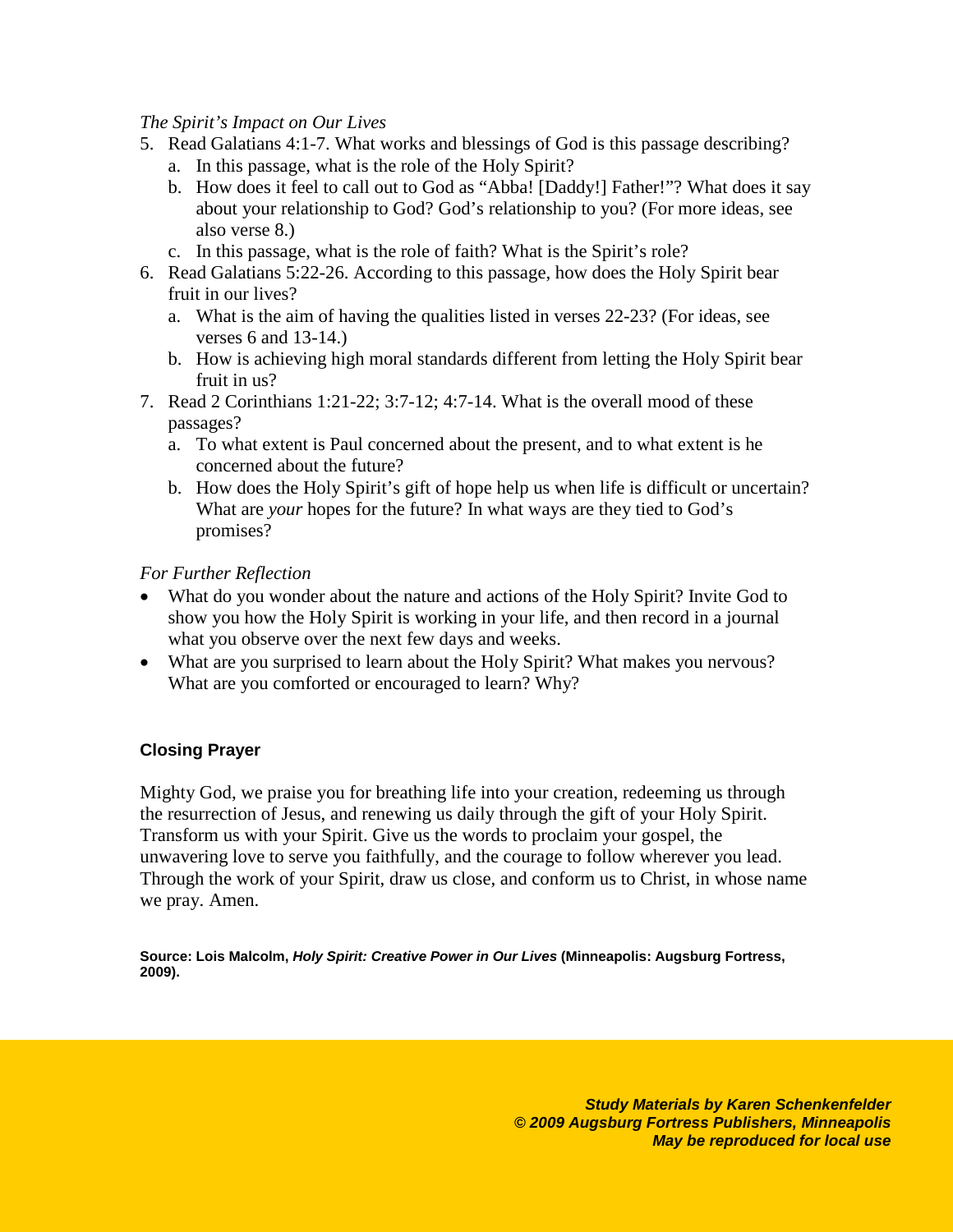*The Spirit's Impact on Our Lives*

5. Read Galatians 4:1-7. What works and blessings of God is this passage describing?
   a. In this passage, what is the role of the Holy Spirit?
   b. How does it feel to call out to God as "Abba! [Daddy!] Father!"? What does it say about your relationship to God? God's relationship to you? (For more ideas, see also verse 8.)
   c. In this passage, what is the role of faith? What is the Spirit's role?
6. Read Galatians 5:22-26. According to this passage, how does the Holy Spirit bear fruit in our lives?
   a. What is the aim of having the qualities listed in verses 22-23? (For ideas, see verses 6 and 13-14.)
   b. How is achieving high moral standards different from letting the Holy Spirit bear fruit in us?
7. Read 2 Corinthians 1:21-22; 3:7-12; 4:7-14. What is the overall mood of these passages?
   a. To what extent is Paul concerned about the present, and to what extent is he concerned about the future?
   b. How does the Holy Spirit's gift of hope help us when life is difficult or uncertain? What are *your* hopes for the future? In what ways are they tied to God's promises?

*For Further Reflection*

- What do you wonder about the nature and actions of the Holy Spirit? Invite God to show you how the Holy Spirit is working in your life, and then record in a journal what you observe over the next few days and weeks.
- What are you surprised to learn about the Holy Spirit? What makes you nervous? What are you comforted or encouraged to learn? Why?

**Closing Prayer**

Mighty God, we praise you for breathing life into your creation, redeeming us through the resurrection of Jesus, and renewing us daily through the gift of your Holy Spirit. Transform us with your Spirit. Give us the words to proclaim your gospel, the unwavering love to serve you faithfully, and the courage to follow wherever you lead. Through the work of your Spirit, draw us close, and conform us to Christ, in whose name we pray. Amen.

**Source: Lois Malcolm, *Holy Spirit: Creative Power in Our Lives* (Minneapolis: Augsburg Fortress, 2009).**

***Study Materials by Karen Schenkenfelder***
***© 2009 Augsburg Fortress Publishers, Minneapolis***
***May be reproduced for local use***